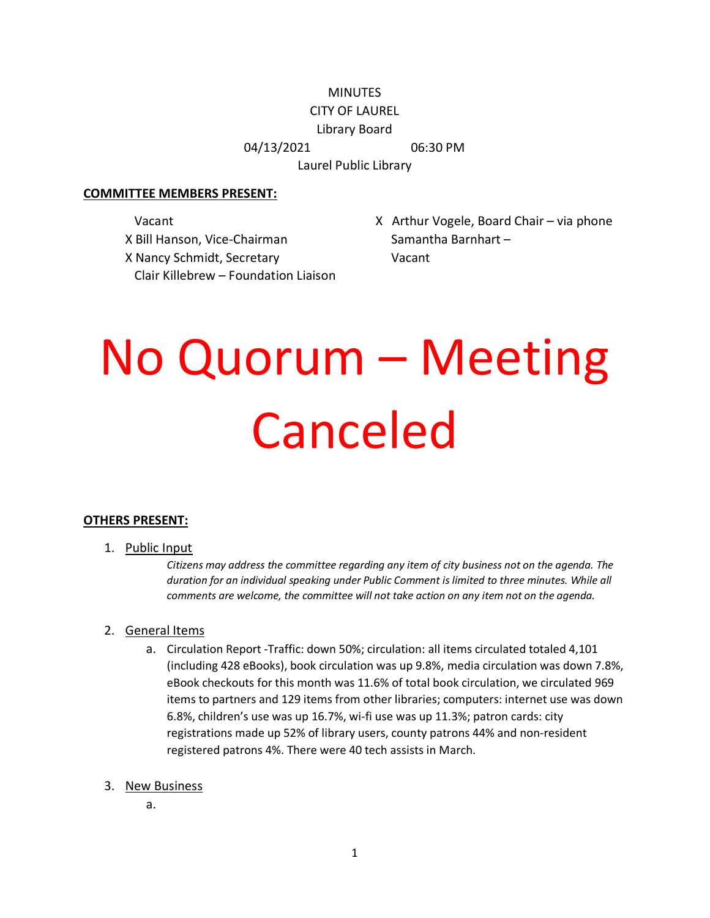MINUTES
CITY OF LAUREL
Library Board
04/13/2021 06:30 PM
Laurel Public Library

**COMMITTEE MEMBERS PRESENT:**

Vacant
X Bill Hanson, Vice-Chairman
X Nancy Schmidt, Secretary
Clair Killebrew – Foundation Liaison
X Arthur Vogele, Board Chair – via phone
Samantha Barnhart –
Vacant

# No Quorum – Meeting Canceled

**OTHERS PRESENT:**

1. Public Input

   *Citizens may address the committee regarding any item of city business not on the agenda. The duration for an individual speaking under Public Comment is limited to three minutes. While all comments are welcome, the committee will not take action on any item not on the agenda.*

2. General Items

   a. Circulation Report -Traffic: down 50%; circulation: all items circulated totaled 4,101 (including 428 eBooks), book circulation was up 9.8%, media circulation was down 7.8%, eBook checkouts for this month was 11.6% of total book circulation, we circulated 969 items to partners and 129 items from other libraries; computers: internet use was down 6.8%, children's use was up 16.7%, wi-fi use was up 11.3%; patron cards: city registrations made up 52% of library users, county patrons 44% and non-resident registered patrons 4%. There were 40 tech assists in March.

3. New Business

   a.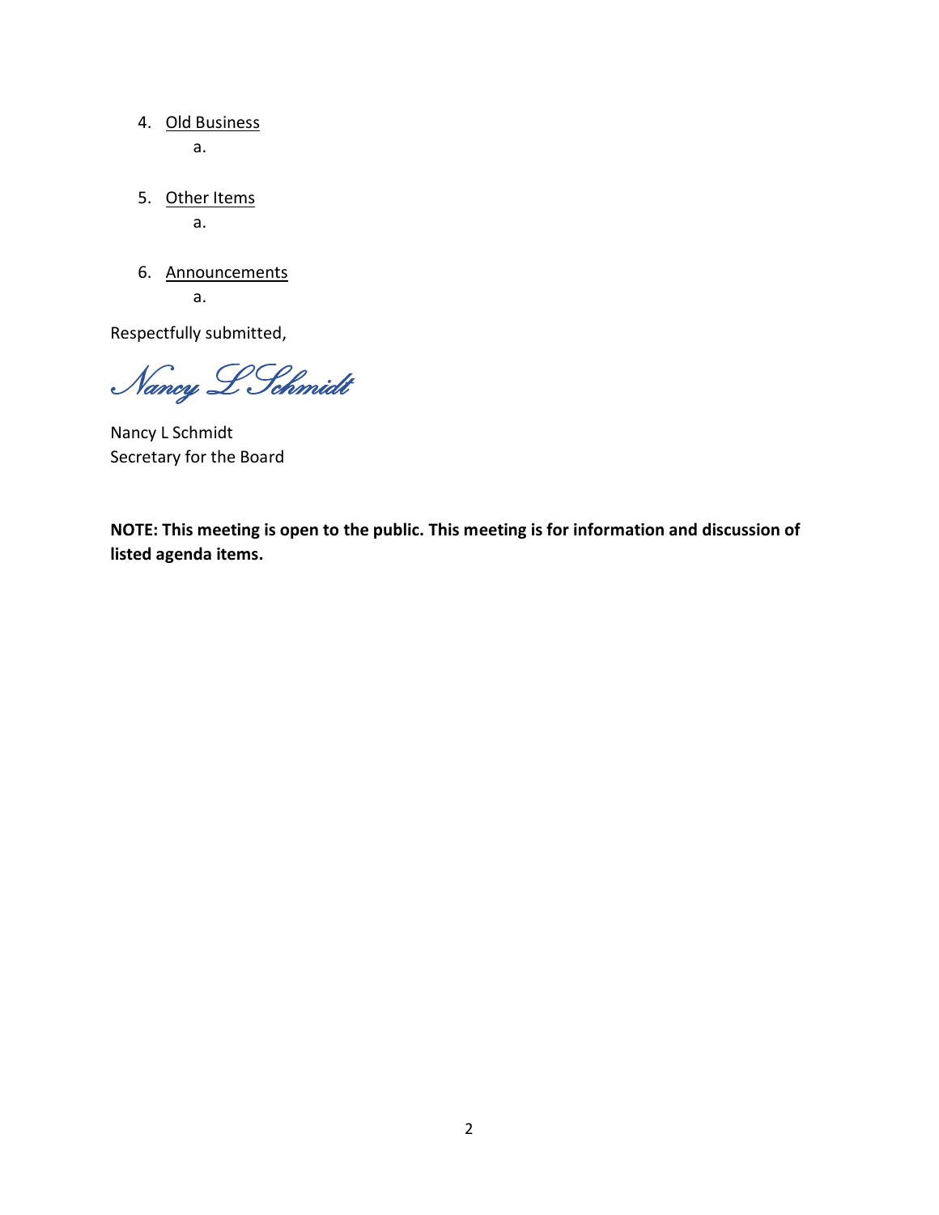4. Old Business
    a.

5. Other Items
    a.

6. Announcements
    a.

Respectfully submitted,

*Nancy L Schmidt*

Nancy L Schmidt
Secretary for the Board

**NOTE: This meeting is open to the public. This meeting is for information and discussion of listed agenda items.**